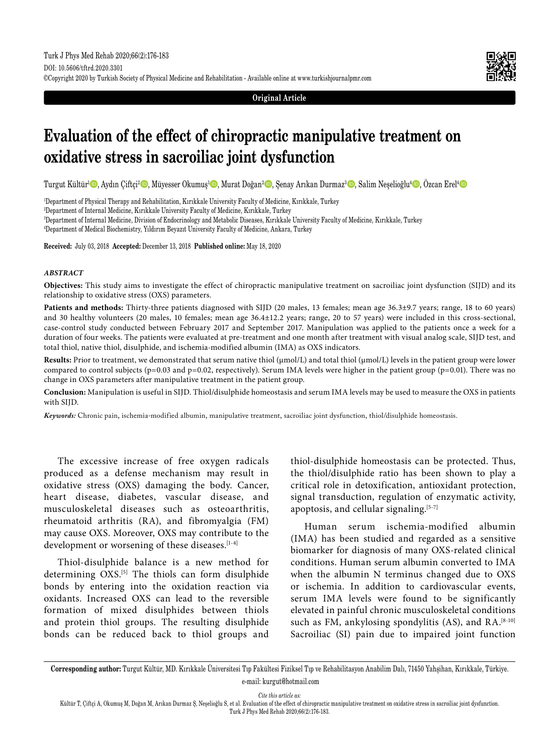Original Article

# Evaluation of the effect of chiropractic manipulative treatment on oxidative stress in sacroiliac joint dysfunction

Turgut Kültür[1], Aydın Çiftçi[2], Müyesser Okumuş[1], Murat Doğan[2], Şenay Arıkan Durmaz[3], Salim Neşelioğlu[4], Özcan Erel[4]

[1]Department of Physical Therapy and Rehabilitation, Kırıkkale University Faculty of Medicine, Kırıkkale, Turkey
[2]Department of Internal Medicine, Kırıkkale University Faculty of Medicine, Kırıkkale, Turkey
[3]Department of Internal Medicine, Division of Endocrinology and Metabolic Diseases, Kırıkkale University Faculty of Medicine, Kırıkkale, Turkey
[4]Department of Medical Biochemistry, Yıldırım Beyazıt University Faculty of Medicine, Ankara, Turkey

**Received:** July 03, 2018 **Accepted:** December 13, 2018 **Published online:** May 18, 2020

### *ABSTRACT*

**Objectives:** This study aims to investigate the effect of chiropractic manipulative treatment on sacroiliac joint dysfunction (SIJD) and its relationship to oxidative stress (OXS) parameters.

**Patients and methods:** Thirty-three patients diagnosed with SIJD (20 males, 13 females; mean age 36.3±9.7 years; range, 18 to 60 years) and 30 healthy volunteers (20 males, 10 females; mean age 36.4±12.2 years; range, 20 to 57 years) were included in this cross-sectional, case-control study conducted between February 2017 and September 2017. Manipulation was applied to the patients once a week for a duration of four weeks. The patients were evaluated at pre-treatment and one month after treatment with visual analog scale, SIJD test, and total thiol, native thiol, disulphide, and ischemia-modified albumin (IMA) as OXS indicators.

**Results:** Prior to treatment, we demonstrated that serum native thiol (µmol/L) and total thiol (µmol/L) levels in the patient group were lower compared to control subjects ($p=0.03$ and $p=0.02$, respectively). Serum IMA levels were higher in the patient group ($p=0.01$). There was no change in OXS parameters after manipulative treatment in the patient group.

**Conclusion:** Manipulation is useful in SIJD. Thiol/disulphide homeostasis and serum IMA levels may be used to measure the OXS in patients with SIJD.

***Keywords:*** Chronic pain, ischemia-modified albumin, manipulative treatment, sacroiliac joint dysfunction, thiol/disulphide homeostasis.

The excessive increase of free oxygen radicals produced as a defense mechanism may result in oxidative stress (OXS) damaging the body. Cancer, heart disease, diabetes, vascular disease, and musculoskeletal diseases such as osteoarthritis, rheumatoid arthritis (RA), and fibromyalgia (FM) may cause OXS. Moreover, OXS may contribute to the development or worsening of these diseases.[1-4]

Thiol-disulphide balance is a new method for determining OXS.[5] The thiols can form disulphide bonds by entering into the oxidation reaction via oxidants. Increased OXS can lead to the reversible formation of mixed disulphides between thiols and protein thiol groups. The resulting disulphide bonds can be reduced back to thiol groups and thiol-disulphide homeostasis can be protected. Thus, the thiol/disulphide ratio has been shown to play a critical role in detoxification, antioxidant protection, signal transduction, regulation of enzymatic activity, apoptosis, and cellular signaling.[5-7]

Human serum ischemia-modified albumin (IMA) has been studied and regarded as a sensitive biomarker for diagnosis of many OXS-related clinical conditions. Human serum albumin converted to IMA when the albumin N terminus changed due to OXS or ischemia. In addition to cardiovascular events, serum IMA levels were found to be significantly elevated in painful chronic musculoskeletal conditions such as FM, ankylosing spondylitis (AS), and RA.[8-10] Sacroiliac (SI) pain due to impaired joint function

**Corresponding author:** Turgut Kültür, MD. Kırıkkale Üniversitesi Tıp Fakültesi Fiziksel Tıp ve Rehabilitasyon Anabilim Dalı, 71450 Yahşihan, Kırıkkale, Türkiye. e-mail: kurgut@hotmail.com

*Cite this article as:*
Kültür T, Çiftçi A, Okumuş M, Doğan M, Arıkan Durmaz Ş, Neşelioğlu S, et al. Evaluation of the effect of chiropractic manipulative treatment on oxidative stress in sacroiliac joint dysfunction. Turk J Phys Med Rehab 2020;66(2):176-183.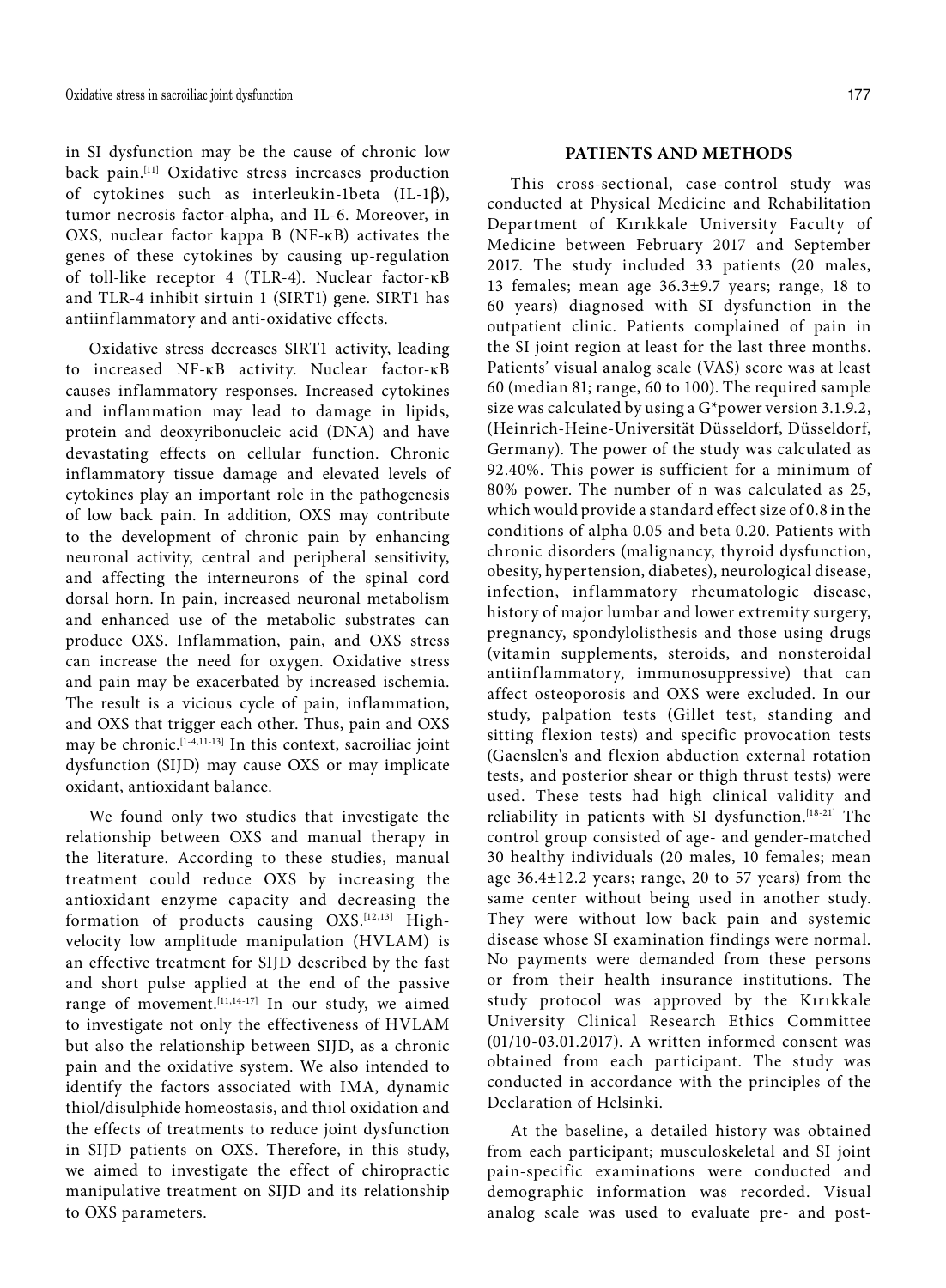in SI dysfunction may be the cause of chronic low back pain.[11] Oxidative stress increases production of cytokines such as interleukin-1beta (IL-1β), tumor necrosis factor-alpha, and IL-6. Moreover, in OXS, nuclear factor kappa B (NF-κB) activates the genes of these cytokines by causing up-regulation of toll-like receptor 4 (TLR-4). Nuclear factor-κB and TLR-4 inhibit sirtuin 1 (SIRT1) gene. SIRT1 has antiinflammatory and anti-oxidative effects.

Oxidative stress decreases SIRT1 activity, leading to increased NF-κB activity. Nuclear factor-κB causes inflammatory responses. Increased cytokines and inflammation may lead to damage in lipids, protein and deoxyribonucleic acid (DNA) and have devastating effects on cellular function. Chronic inflammatory tissue damage and elevated levels of cytokines play an important role in the pathogenesis of low back pain. In addition, OXS may contribute to the development of chronic pain by enhancing neuronal activity, central and peripheral sensitivity, and affecting the interneurons of the spinal cord dorsal horn. In pain, increased neuronal metabolism and enhanced use of the metabolic substrates can produce OXS. Inflammation, pain, and OXS stress can increase the need for oxygen. Oxidative stress and pain may be exacerbated by increased ischemia. The result is a vicious cycle of pain, inflammation, and OXS that trigger each other. Thus, pain and OXS may be chronic.[1-4,11-13] In this context, sacroiliac joint dysfunction (SIJD) may cause OXS or may implicate oxidant, antioxidant balance.

We found only two studies that investigate the relationship between OXS and manual therapy in the literature. According to these studies, manual treatment could reduce OXS by increasing the antioxidant enzyme capacity and decreasing the formation of products causing OXS.[12,13] High-velocity low amplitude manipulation (HVLAM) is an effective treatment for SIJD described by the fast and short pulse applied at the end of the passive range of movement.[11,14-17] In our study, we aimed to investigate not only the effectiveness of HVLAM but also the relationship between SIJD, as a chronic pain and the oxidative system. We also intended to identify the factors associated with IMA, dynamic thiol/disulphide homeostasis, and thiol oxidation and the effects of treatments to reduce joint dysfunction in SIJD patients on OXS. Therefore, in this study, we aimed to investigate the effect of chiropractic manipulative treatment on SIJD and its relationship to OXS parameters.

## PATIENTS AND METHODS

This cross-sectional, case-control study was conducted at Physical Medicine and Rehabilitation Department of Kırıkkale University Faculty of Medicine between February 2017 and September 2017. The study included 33 patients (20 males, 13 females; mean age 36.3±9.7 years; range, 18 to 60 years) diagnosed with SI dysfunction in the outpatient clinic. Patients complained of pain in the SI joint region at least for the last three months. Patients' visual analog scale (VAS) score was at least 60 (median 81; range, 60 to 100). The required sample size was calculated by using a G*power version 3.1.9.2, (Heinrich-Heine-Universität Düsseldorf, Düsseldorf, Germany). The power of the study was calculated as 92.40%. This power is sufficient for a minimum of 80% power. The number of n was calculated as 25, which would provide a standard effect size of 0.8 in the conditions of alpha 0.05 and beta 0.20. Patients with chronic disorders (malignancy, thyroid dysfunction, obesity, hypertension, diabetes), neurological disease, infection, inflammatory rheumatologic disease, history of major lumbar and lower extremity surgery, pregnancy, spondylolisthesis and those using drugs (vitamin supplements, steroids, and nonsteroidal antiinflammatory, immunosuppressive) that can affect osteoporosis and OXS were excluded. In our study, palpation tests (Gillet test, standing and sitting flexion tests) and specific provocation tests (Gaenslen's and flexion abduction external rotation tests, and posterior shear or thigh thrust tests) were used. These tests had high clinical validity and reliability in patients with SI dysfunction.[18-21] The control group consisted of age- and gender-matched 30 healthy individuals (20 males, 10 females; mean age 36.4±12.2 years; range, 20 to 57 years) from the same center without being used in another study. They were without low back pain and systemic disease whose SI examination findings were normal. No payments were demanded from these persons or from their health insurance institutions. The study protocol was approved by the Kırıkkale University Clinical Research Ethics Committee (01/10-03.01.2017). A written informed consent was obtained from each participant. The study was conducted in accordance with the principles of the Declaration of Helsinki.

At the baseline, a detailed history was obtained from each participant; musculoskeletal and SI joint pain-specific examinations were conducted and demographic information was recorded. Visual analog scale was used to evaluate pre- and post-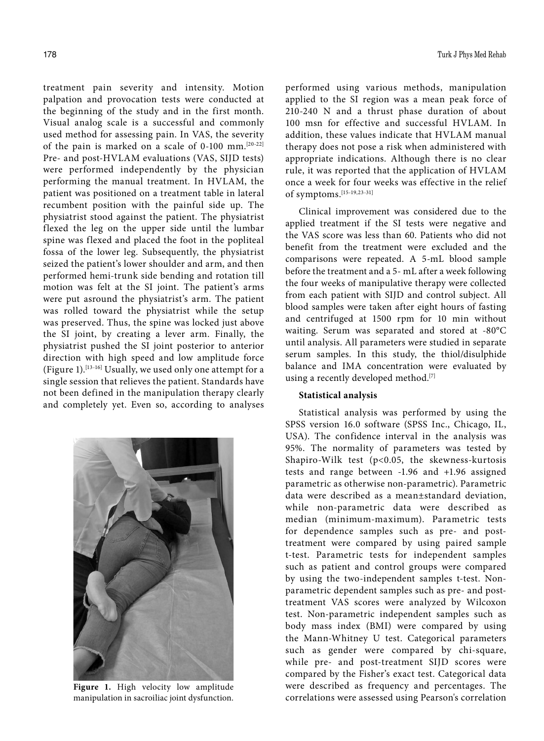treatment pain severity and intensity. Motion palpation and provocation tests were conducted at the beginning of the study and in the first month. Visual analog scale is a successful and commonly used method for assessing pain. In VAS, the severity of the pain is marked on a scale of 0-100 mm.[20-22] Pre- and post-HVLAM evaluations (VAS, SIJD tests) were performed independently by the physician performing the manual treatment. In HVLAM, the patient was positioned on a treatment table in lateral recumbent position with the painful side up. The physiatrist stood against the patient. The physiatrist flexed the leg on the upper side until the lumbar spine was flexed and placed the foot in the popliteal fossa of the lower leg. Subsequently, the physiatrist seized the patient's lower shoulder and arm, and then performed hemi-trunk side bending and rotation till motion was felt at the SI joint. The patient's arms were put asround the physiatrist's arm. The patient was rolled toward the physiatrist while the setup was preserved. Thus, the spine was locked just above the SI joint, by creating a lever arm. Finally, the physiatrist pushed the SI joint posterior to anterior direction with high speed and low amplitude force (Figure 1).[13-16] Usually, we used only one attempt for a single session that relieves the patient. Standards have not been defined in the manipulation therapy clearly and completely yet. Even so, according to analyses performed using various methods, manipulation applied to the SI region was a mean peak force of 210-240 N and a thrust phase duration of about 100 msn for effective and successful HVLAM. In addition, these values indicate that HVLAM manual therapy does not pose a risk when administered with appropriate indications. Although there is no clear rule, it was reported that the application of HVLAM once a week for four weeks was effective in the relief of symptoms.[15-19,23-31]

**Figure 1.** High velocity low amplitude manipulation in sacroiliac joint dysfunction.

Clinical improvement was considered due to the applied treatment if the SI tests were negative and the VAS score was less than 60. Patients who did not benefit from the treatment were excluded and the comparisons were repeated. A 5-mL blood sample before the treatment and a 5- mL after a week following the four weeks of manipulative therapy were collected from each patient with SIJD and control subject. All blood samples were taken after eight hours of fasting and centrifuged at 1500 rpm for 10 min without waiting. Serum was separated and stored at -80°C until analysis. All parameters were studied in separate serum samples. In this study, the thiol/disulphide balance and IMA concentration were evaluated by using a recently developed method.[7]

**Statistical analysis**

Statistical analysis was performed by using the SPSS version 16.0 software (SPSS Inc., Chicago, IL, USA). The confidence interval in the analysis was 95%. The normality of parameters was tested by Shapiro-Wilk test ($p<0.05$, the skewness-kurtosis tests and range between -1.96 and +1.96 assigned parametric as otherwise non-parametric). Parametric data were described as a mean±standard deviation, while non-parametric data were described as median (minimum-maximum). Parametric tests for dependence samples such as pre- and post-treatment were compared by using paired sample t-test. Parametric tests for independent samples such as patient and control groups were compared by using the two-independent samples t-test. Non-parametric dependent samples such as pre- and post-treatment VAS scores were analyzed by Wilcoxon test. Non-parametric independent samples such as body mass index (BMI) were compared by using the Mann-Whitney U test. Categorical parameters such as gender were compared by chi-square, while pre- and post-treatment SIJD scores were compared by the Fisher's exact test. Categorical data were described as frequency and percentages. The correlations were assessed using Pearson's correlation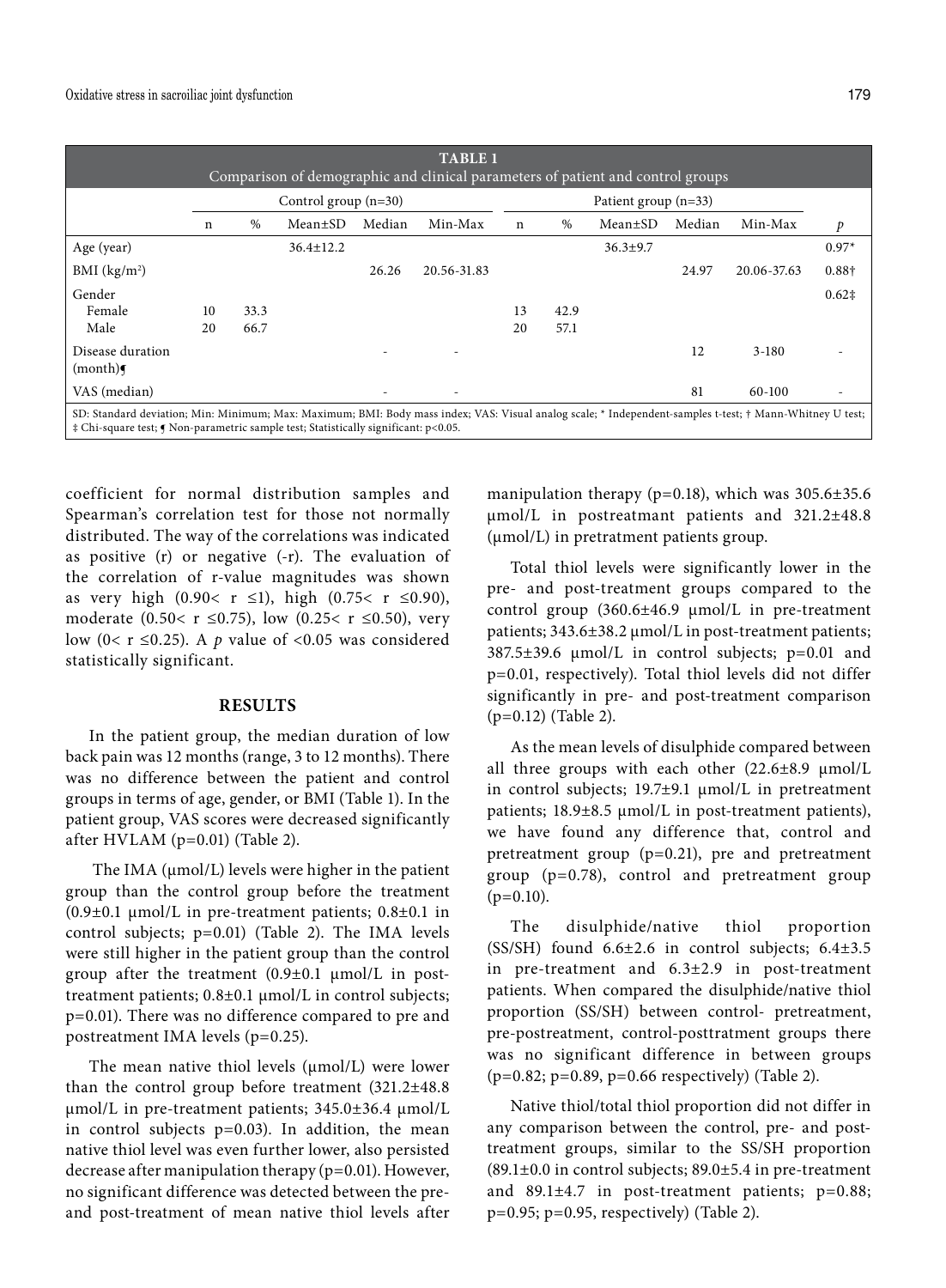**TABLE 1**
Comparison of demographic and clinical parameters of patient and control groups

| | Control group (n=30) | | | | | Patient group (n=33) | | | | | |
|---|---|---|---|---|---|---|---|---|---|---|---|
| | n | % | Mean±SD | Median | Min-Max | n | % | Mean±SD | Median | Min-Max | *p* |
| Age (year) | | | 36.4±12.2 | | | | | 36.3±9.7 | | | 0.97* |
| BMI (kg/m²) | | | | 26.26 | 20.56-31.83 | | | | 24.97 | 20.06-37.63 | 0.88† |
| Gender | | | | | | | | | | | 0.62‡ |
| Female | 10 | 33.3 | | | | 13 | 42.9 | | | | |
| Male | 20 | 66.7 | | | | 20 | 57.1 | | | | |
| Disease duration (month)¶ | | | | - | - | | | | 12 | 3-180 | - |
| VAS (median) | | | | - | - | | | | 81 | 60-100 | - |

SD: Standard deviation; Min: Minimum; Max: Maximum; BMI: Body mass index; VAS: Visual analog scale; * Independent-samples t-test; † Mann-Whitney U test; ‡ Chi-square test; ¶ Non-parametric sample test; Statistically significant: p<0.05.

coefficient for normal distribution samples and Spearman's correlation test for those not normally distributed. The way of the correlations was indicated as positive (r) or negative (-r). The evaluation of the correlation of r-value magnitudes was shown as very high ($0.90< r \leq 1$), high ($0.75< r \leq 0.90$), moderate ($0.50< r \leq 0.75$), low ($0.25< r \leq 0.50$), very low ($0< r \leq 0.25$). A *p* value of <0.05 was considered statistically significant.

## RESULTS

In the patient group, the median duration of low back pain was 12 months (range, 3 to 12 months). There was no difference between the patient and control groups in terms of age, gender, or BMI (Table 1). In the patient group, VAS scores were decreased significantly after HVLAM (p=0.01) (Table 2).

The IMA (μmol/L) levels were higher in the patient group than the control group before the treatment (0.9±0.1 μmol/L in pre-treatment patients; 0.8±0.1 in control subjects; p=0.01) (Table 2). The IMA levels were still higher in the patient group than the control group after the treatment (0.9±0.1 μmol/L in post-treatment patients; 0.8±0.1 μmol/L in control subjects; p=0.01). There was no difference compared to pre and postreatment IMA levels (p=0.25).

The mean native thiol levels (μmol/L) were lower than the control group before treatment (321.2±48.8 μmol/L in pre-treatment patients; 345.0±36.4 μmol/L in control subjects p=0.03). In addition, the mean native thiol level was even further lower, also persisted decrease after manipulation therapy (p=0.01). However, no significant difference was detected between the pre- and post-treatment of mean native thiol levels after manipulation therapy (p=0.18), which was 305.6±35.6 μmol/L in postreatmant patients and 321.2±48.8 (μmol/L) in pretratment patients group.

Total thiol levels were significantly lower in the pre- and post-treatment groups compared to the control group (360.6±46.9 μmol/L in pre-treatment patients; 343.6±38.2 μmol/L in post-treatment patients; 387.5±39.6 μmol/L in control subjects; p=0.01 and p=0.01, respectively). Total thiol levels did not differ significantly in pre- and post-treatment comparison (p=0.12) (Table 2).

As the mean levels of disulphide compared between all three groups with each other (22.6±8.9 μmol/L in control subjects; 19.7±9.1 μmol/L in pretreatment patients; 18.9±8.5 μmol/L in post-treatment patients), we have found any difference that, control and pretreatment group (p=0.21), pre and pretreatment group (p=0.78), control and pretreatment group (p=0.10).

The disulphide/native thiol proportion (SS/SH) found 6.6±2.6 in control subjects; 6.4±3.5 in pre-treatment and 6.3±2.9 in post-treatment patients. When compared the disulphide/native thiol proportion (SS/SH) between control- pretreatment, pre-postreatment, control-posttratment groups there was no significant difference in between groups (p=0.82; p=0.89, p=0.66 respectively) (Table 2).

Native thiol/total thiol proportion did not differ in any comparison between the control, pre- and post-treatment groups, similar to the SS/SH proportion (89.1±0.0 in control subjects; 89.0±5.4 in pre-treatment and 89.1±4.7 in post-treatment patients; p=0.88; p=0.95; p=0.95, respectively) (Table 2).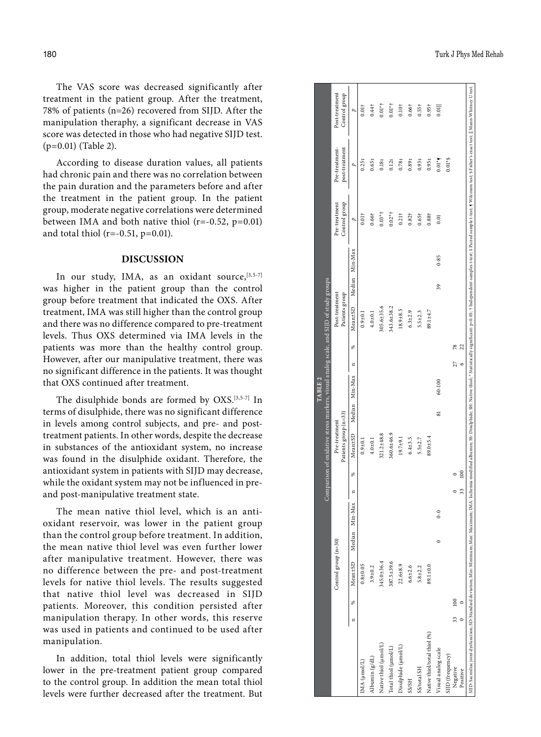The VAS score was decreased significantly after treatment in the patient group. After the treatment, 78% of patients (n=26) recovered from SIJD. After the manipulation theraphy, a significant decrease in VAS score was detected in those who had negative SIJD test. (p=0.01) (Table 2).

According to disease duration values, all patients had chronic pain and there was no correlation between the pain duration and the parameters before and after the treatment in the patient group. In the patient group, moderate negative correlations were determined between IMA and both native thiol (r=-0.52, p=0.01) and total thiol (r=-0.51, p=0.01).

## DISCUSSION

In our study, IMA, as an oxidant source,[3,5-7] was higher in the patient group than the control group before treatment that indicated the OXS. After treatment, IMA was still higher than the control group and there was no difference compared to pre-treatment levels. Thus OXS determined via IMA levels in the patients was more than the healthy control group. However, after our manipulative treatment, there was no significant difference in the patients. It was thought that OXS continued after treatment.

The disulphide bonds are formed by OXS.[3,5-7] In terms of disulphide, there was no significant difference in levels among control subjects, and pre- and post-treatment patients. In other words, despite the decrease in substances of the antioxidant system, no increase was found in the disulphide oxidant. Therefore, the antioxidant system in patients with SIJD may decrease, while the oxidant system may not be influenced in pre- and post-manipulative treatment state.

The mean native thiol level, which is an anti-oxidant reservoir, was lower in the patient group than the control group before treatment. In addition, the mean native thiol level was even further lower after manipulative treatment. However, there was no difference between the pre- and post-treatment levels for native thiol levels. The results suggested that native thiol level was decreased in SIJD patients. Moreover, this condition persisted after manipulation therapy. In other words, this reserve was used in patients and continued to be used after manipulation.

In addition, total thiol levels were significantly lower in the pre-treatment patient group compared to the control group. In addition the mean total thiol levels were further decreased after the treatment. But

**TABLE 2**
Comparison of oxidative stress markers, visual analog scale, and SIJD of study groups

| | Control group (n=30) | | | | | Pre-treatment Patients group (n=33) | | | | | Post-treatment Patients group | | | | | Pre-treatment Control group | Pre-treatment-post-treatment | Post-treatment Control group |
|---|---|---|---|---|---|---|---|---|---|---|---|---|---|---|---|---|---|---|
| | n | % | Mean±SD | Median | Min-Max | n | % | Mean±SD | Median | Min-Max | n | % | Mean±SD | Median | Min-Max | *p* | *p* | *p* |
| IMA (µmol/L) | | | 0.8±0.05 | | | | | 0.9±0.1 | | | | | 0.9±0.1 | | | 0.01† | 0.25‡ | 0.01† |
| Albumin (g/dL) | | | 3.9±0.2 | | | | | 4.0±0.1 | | | | | 4.0±0.1 | | | 0.66† | 0.65‡ | 0.44† |
| Native thiol (µmol/L) | | | 345.0±36.4 | | | | | 321.2±48.8 | | | | | 305.6±35.6 | | | 0.03*† | 0.18‡ | 0.01*† |
| Total thiol (µmol/L) | | | 387.5±39.6 | | | | | 360.6±46.9 | | | | | 343.6±38.2 | | | 0.02*† | 0.12‡ | 0.01*† |
| Disulphide (µmol/L) | | | 22.6±8.9 | | | | | 19.7±9.1 | | | | | 18.9±8.5 | | | 0.21† | 0.78‡ | 0.10† |
| SS/SH | | | 6.6±2.6 | | | | | 6.4±3.5 | | | | | 6.3±2.9 | | | 0.82† | 0.89‡ | 0.66† |
| SS/total SH | | | 5.8±2.2 | | | | | 5.5±2.7 | | | | | 5.5±2.3 | | | 0.65† | 0.93‡ | 0.55† |
| Native thiol/total thiol (%) | | | 89.1±0.0 | | | | | 89.0±5.4 | | | | | 89.1±4.7 | | | 0.88† | 0.95‡ | 0.95† |
| Visual analog scale | | | | 0 | 0-0 | | | | 81 | 60-100 | | | | 39 | 0-85 | 0.01 | 0.01*¶ | 0.01‖ |
| SIJD (frequency) | | | | | | | | | | | | | | | | | 0.01*§ | |
| Negative | 33 | 100 | | | | 0 | 0 | | | | 27 | 78 | | | | | | |
| Positive | 0 | 0 | | | | 33 | 100 | | | | 6 | 22 | | | | | | |

SIJD: Sacroiliac joint dysfunction; SD: Standard deviation; Min: Minimum; Max: Maximum; IMA: Ischemia-modified albumin; SS: Disulphide; SH: Native thiol; * Statistically significant: p<0.05; † Independent-samples t-test; ‡ Paired sample t-test; ¶ Wilcoxon test; § Fisher's exact test; ‖ Mann-Whitney U test.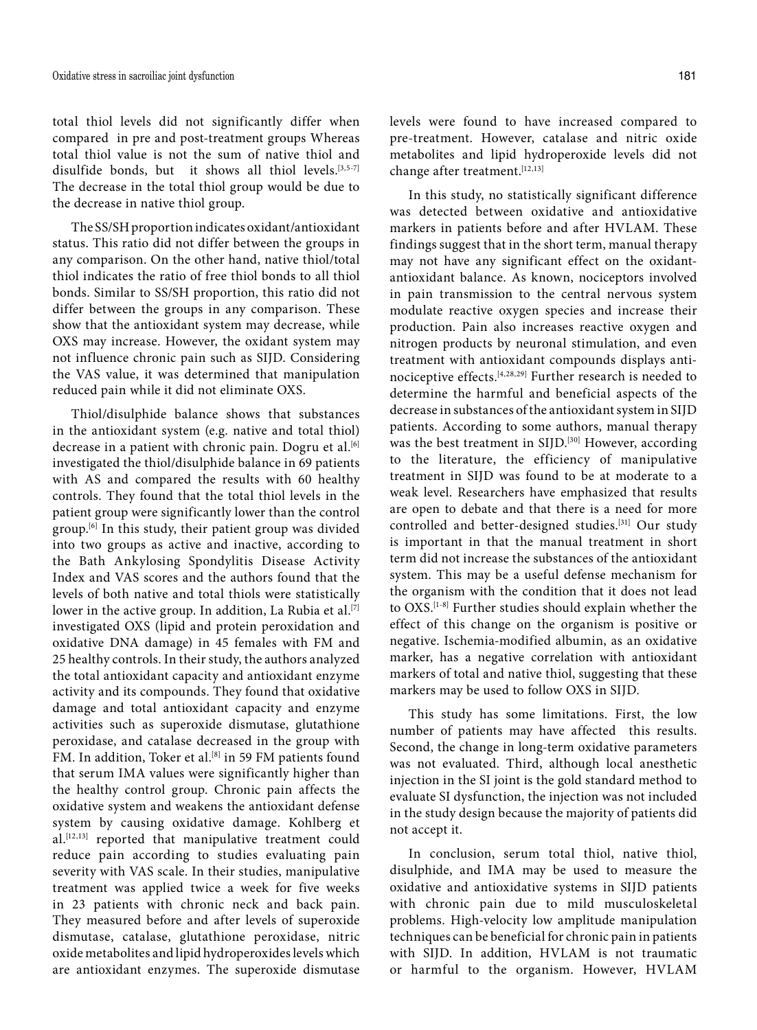total thiol levels did not significantly differ when compared in pre and post-treatment groups Whereas total thiol value is not the sum of native thiol and disulfide bonds, but it shows all thiol levels.[3,5-7] The decrease in the total thiol group would be due to the decrease in native thiol group.

The SS/SH proportion indicates oxidant/antioxidant status. This ratio did not differ between the groups in any comparison. On the other hand, native thiol/total thiol indicates the ratio of free thiol bonds to all thiol bonds. Similar to SS/SH proportion, this ratio did not differ between the groups in any comparison. These show that the antioxidant system may decrease, while OXS may increase. However, the oxidant system may not influence chronic pain such as SIJD. Considering the VAS value, it was determined that manipulation reduced pain while it did not eliminate OXS.

Thiol/disulphide balance shows that substances in the antioxidant system (e.g. native and total thiol) decrease in a patient with chronic pain. Dogru et al.[6] investigated the thiol/disulphide balance in 69 patients with AS and compared the results with 60 healthy controls. They found that the total thiol levels in the patient group were significantly lower than the control group.[6] In this study, their patient group was divided into two groups as active and inactive, according to the Bath Ankylosing Spondylitis Disease Activity Index and VAS scores and the authors found that the levels of both native and total thiols were statistically lower in the active group. In addition, La Rubia et al.[7] investigated OXS (lipid and protein peroxidation and oxidative DNA damage) in 45 females with FM and 25 healthy controls. In their study, the authors analyzed the total antioxidant capacity and antioxidant enzyme activity and its compounds. They found that oxidative damage and total antioxidant capacity and enzyme activities such as superoxide dismutase, glutathione peroxidase, and catalase decreased in the group with FM. In addition, Toker et al.[8] in 59 FM patients found that serum IMA values were significantly higher than the healthy control group. Chronic pain affects the oxidative system and weakens the antioxidant defense system by causing oxidative damage. Kohlberg et al.[12,13] reported that manipulative treatment could reduce pain according to studies evaluating pain severity with VAS scale. In their studies, manipulative treatment was applied twice a week for five weeks in 23 patients with chronic neck and back pain. They measured before and after levels of superoxide dismutase, catalase, glutathione peroxidase, nitric oxide metabolites and lipid hydroperoxides levels which are antioxidant enzymes. The superoxide dismutase levels were found to have increased compared to pre-treatment. However, catalase and nitric oxide metabolites and lipid hydroperoxide levels did not change after treatment.[12,13]

In this study, no statistically significant difference was detected between oxidative and antioxidative markers in patients before and after HVLAM. These findings suggest that in the short term, manual therapy may not have any significant effect on the oxidant-antioxidant balance. As known, nociceptors involved in pain transmission to the central nervous system modulate reactive oxygen species and increase their production. Pain also increases reactive oxygen and nitrogen products by neuronal stimulation, and even treatment with antioxidant compounds displays anti-nociceptive effects.[4,28,29] Further research is needed to determine the harmful and beneficial aspects of the decrease in substances of the antioxidant system in SIJD patients. According to some authors, manual therapy was the best treatment in SIJD.[30] However, according to the literature, the efficiency of manipulative treatment in SIJD was found to be at moderate to a weak level. Researchers have emphasized that results are open to debate and that there is a need for more controlled and better-designed studies.[31] Our study is important in that the manual treatment in short term did not increase the substances of the antioxidant system. This may be a useful defense mechanism for the organism with the condition that it does not lead to OXS.[1-8] Further studies should explain whether the effect of this change on the organism is positive or negative. Ischemia-modified albumin, as an oxidative marker, has a negative correlation with antioxidant markers of total and native thiol, suggesting that these markers may be used to follow OXS in SIJD.

This study has some limitations. First, the low number of patients may have affected this results. Second, the change in long-term oxidative parameters was not evaluated. Third, although local anesthetic injection in the SI joint is the gold standard method to evaluate SI dysfunction, the injection was not included in the study design because the majority of patients did not accept it.

In conclusion, serum total thiol, native thiol, disulphide, and IMA may be used to measure the oxidative and antioxidative systems in SIJD patients with chronic pain due to mild musculoskeletal problems. High-velocity low amplitude manipulation techniques can be beneficial for chronic pain in patients with SIJD. In addition, HVLAM is not traumatic or harmful to the organism. However, HVLAM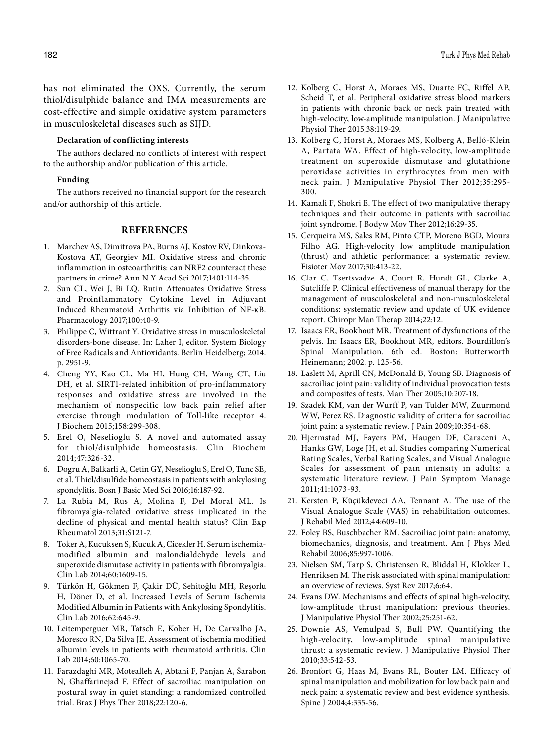has not eliminated the OXS. Currently, the serum thiol/disulphide balance and IMA measurements are cost-effective and simple oxidative system parameters in musculoskeletal diseases such as SIJD.

**Declaration of conflicting interests**

The authors declared no conflicts of interest with respect to the authorship and/or publication of this article.

**Funding**

The authors received no financial support for the research and/or authorship of this article.

## REFERENCES

1. Marchev AS, Dimitrova PA, Burns AJ, Kostov RV, Dinkova-Kostova AT, Georgiev MI. Oxidative stress and chronic inflammation in osteoarthritis: can NRF2 counteract these partners in crime? Ann N Y Acad Sci 2017;1401:114-35.
2. Sun CL, Wei J, Bi LQ. Rutin Attenuates Oxidative Stress and Proinflammatory Cytokine Level in Adjuvant Induced Rheumatoid Arthritis via Inhibition of NF-κB. Pharmacology 2017;100:40-9.
3. Philippe C, Wittrant Y. Oxidative stress in musculoskeletal disorders-bone disease. In: Laher I, editor. System Biology of Free Radicals and Antioxidants. Berlin Heidelberg; 2014. p. 2951-9.
4. Cheng YY, Kao CL, Ma HI, Hung CH, Wang CT, Liu DH, et al. SIRT1-related inhibition of pro-inflammatory responses and oxidative stress are involved in the mechanism of nonspecific low back pain relief after exercise through modulation of Toll-like receptor 4. J Biochem 2015;158:299-308.
5. Erel O, Neselioglu S. A novel and automated assay for thiol/disulphide homeostasis. Clin Biochem 2014;47:326-32.
6. Dogru A, Balkarli A, Cetin GY, Neselioglu S, Erel O, Tunc SE, et al. Thiol/disulfide homeostasis in patients with ankylosing spondylitis. Bosn J Basic Med Sci 2016;16:187-92.
7. La Rubia M, Rus A, Molina F, Del Moral ML. Is fibromyalgia-related oxidative stress implicated in the decline of physical and mental health status? Clin Exp Rheumatol 2013;31:S121-7.
8. Toker A, Kucuksen S, Kucuk A, Cicekler H. Serum ischemia-modified albumin and malondialdehyde levels and superoxide dismutase activity in patients with fibromyalgia. Clin Lab 2014;60:1609-15.
9. Türkön H, Gökmen F, Çakir DÜ, Sehitoğlu MH, Reşorlu H, Döner D, et al. Increased Levels of Serum Ischemia Modified Albumin in Patients with Ankylosing Spondylitis. Clin Lab 2016;62:645-9.
10. Leitemperguer MR, Tatsch E, Kober H, De Carvalho JA, Moresco RN, Da Silva JE. Assessment of ischemia modified albumin levels in patients with rheumatoid arthritis. Clin Lab 2014;60:1065-70.
11. Farazdaghi MR, Motealleh A, Abtahi F, Panjan A, Šarabon N, Ghaffarinejad F. Effect of sacroiliac manipulation on postural sway in quiet standing: a randomized controlled trial. Braz J Phys Ther 2018;22:120-6.
12. Kolberg C, Horst A, Moraes MS, Duarte FC, Riffel AP, Scheid T, et al. Peripheral oxidative stress blood markers in patients with chronic back or neck pain treated with high-velocity, low-amplitude manipulation. J Manipulative Physiol Ther 2015;38:119-29.
13. Kolberg C, Horst A, Moraes MS, Kolberg A, Belló-Klein A, Partata WA. Effect of high-velocity, low-amplitude treatment on superoxide dismutase and glutathione peroxidase activities in erythrocytes from men with neck pain. J Manipulative Physiol Ther 2012;35:295-300.
14. Kamali F, Shokri E. The effect of two manipulative therapy techniques and their outcome in patients with sacroiliac joint syndrome. J Bodyw Mov Ther 2012;16:29-35.
15. Cerqueira MS, Sales RM, Pinto CTP, Moreno BGD, Moura Filho AG. High-velocity low amplitude manipulation (thrust) and athletic performance: a systematic review. Fisioter Mov 2017;30:413-22.
16. Clar C, Tsertsvadze A, Court R, Hundt GL, Clarke A, Sutcliffe P. Clinical effectiveness of manual therapy for the management of musculoskeletal and non-musculoskeletal conditions: systematic review and update of UK evidence report. Chiropr Man Therap 2014;22:12.
17. Isaacs ER, Bookhout MR. Treatment of dysfunctions of the pelvis. In: Isaacs ER, Bookhout MR, editors. Bourdillon's Spinal Manipulation. 6th ed. Boston: Butterworth Heinemann; 2002. p. 125-56.
18. Laslett M, Aprill CN, McDonald B, Young SB. Diagnosis of sacroiliac joint pain: validity of individual provocation tests and composites of tests. Man Ther 2005;10:207-18.
19. Szadek KM, van der Wurff P, van Tulder MW, Zuurmond WW, Perez RS. Diagnostic validity of criteria for sacroiliac joint pain: a systematic review. J Pain 2009;10:354-68.
20. Hjermstad MJ, Fayers PM, Haugen DF, Caraceni A, Hanks GW, Loge JH, et al. Studies comparing Numerical Rating Scales, Verbal Rating Scales, and Visual Analogue Scales for assessment of pain intensity in adults: a systematic literature review. J Pain Symptom Manage 2011;41:1073-93.
21. Kersten P, Küçükdeveci AA, Tennant A. The use of the Visual Analogue Scale (VAS) in rehabilitation outcomes. J Rehabil Med 2012;44:609-10.
22. Foley BS, Buschbacher RM. Sacroiliac joint pain: anatomy, biomechanics, diagnosis, and treatment. Am J Phys Med Rehabil 2006;85:997-1006.
23. Nielsen SM, Tarp S, Christensen R, Bliddal H, Klokker L, Henriksen M. The risk associated with spinal manipulation: an overview of reviews. Syst Rev 2017;6:64.
24. Evans DW. Mechanisms and effects of spinal high-velocity, low-amplitude thrust manipulation: previous theories. J Manipulative Physiol Ther 2002;25:251-62.
25. Downie AS, Vemulpad S, Bull PW. Quantifying the high-velocity, low-amplitude spinal manipulative thrust: a systematic review. J Manipulative Physiol Ther 2010;33:542-53.
26. Bronfort G, Haas M, Evans RL, Bouter LM. Efficacy of spinal manipulation and mobilization for low back pain and neck pain: a systematic review and best evidence synthesis. Spine J 2004;4:335-56.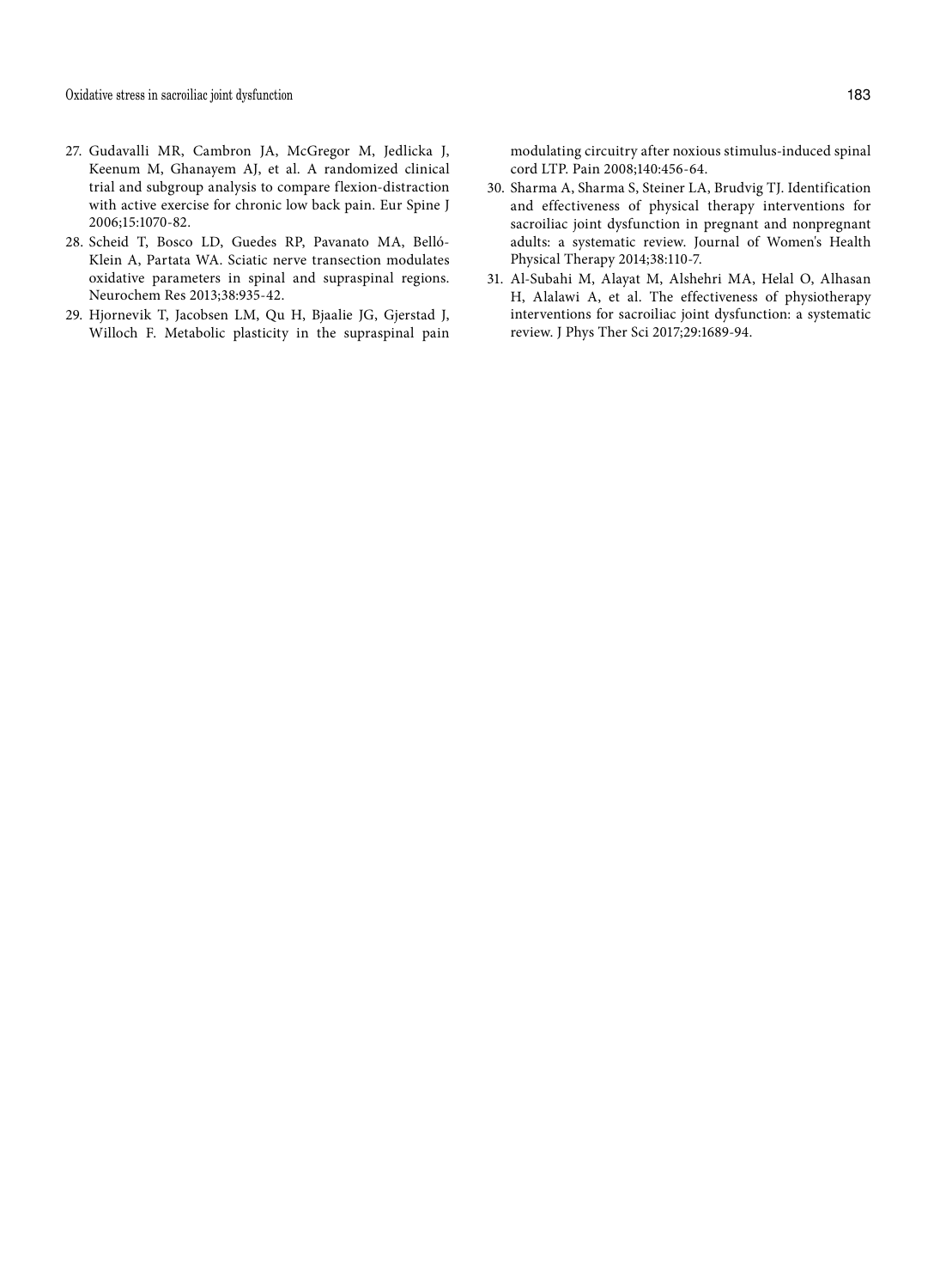27. Gudavalli MR, Cambron JA, McGregor M, Jedlicka J, Keenum M, Ghanayem AJ, et al. A randomized clinical trial and subgroup analysis to compare flexion-distraction with active exercise for chronic low back pain. Eur Spine J 2006;15:1070-82.
28. Scheid T, Bosco LD, Guedes RP, Pavanato MA, Belló-Klein A, Partata WA. Sciatic nerve transection modulates oxidative parameters in spinal and supraspinal regions. Neurochem Res 2013;38:935-42.
29. Hjornevik T, Jacobsen LM, Qu H, Bjaalie JG, Gjerstad J, Willoch F. Metabolic plasticity in the supraspinal pain modulating circuitry after noxious stimulus-induced spinal cord LTP. Pain 2008;140:456-64.
30. Sharma A, Sharma S, Steiner LA, Brudvig TJ. Identification and effectiveness of physical therapy interventions for sacroiliac joint dysfunction in pregnant and nonpregnant adults: a systematic review. Journal of Women's Health Physical Therapy 2014;38:110-7.
31. Al-Subahi M, Alayat M, Alshehri MA, Helal O, Alhasan H, Alalawi A, et al. The effectiveness of physiotherapy interventions for sacroiliac joint dysfunction: a systematic review. J Phys Ther Sci 2017;29:1689-94.